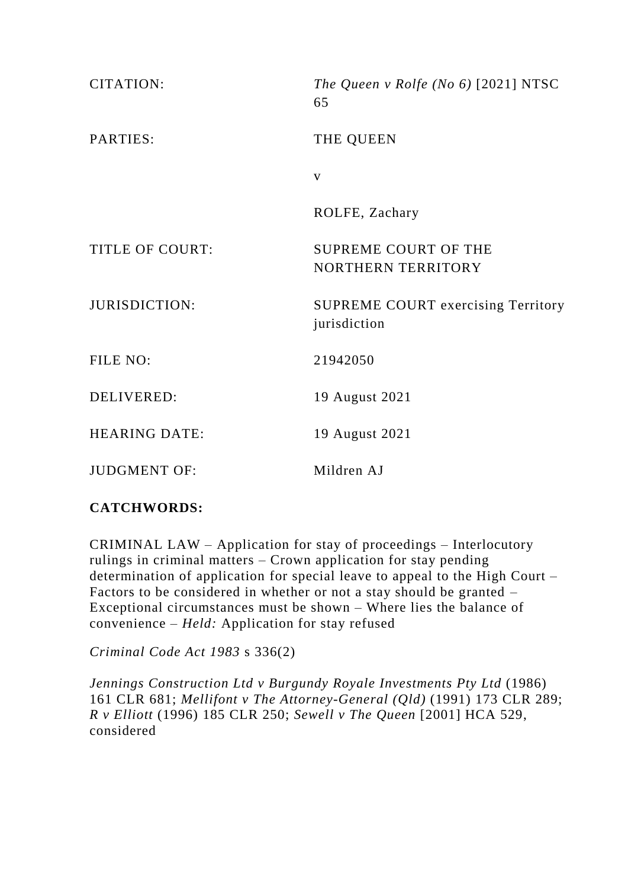| | |
|---|---|
| CITATION: | *The Queen v Rolfe (No 6)* [2021] NTSC 65 |
| PARTIES: | THE QUEEN |
| | v |
| | ROLFE, Zachary |
| TITLE OF COURT: | SUPREME COURT OF THE NORTHERN TERRITORY |
| JURISDICTION: | SUPREME COURT exercising Territory jurisdiction |
| FILE NO: | 21942050 |
| DELIVERED: | 19 August 2021 |
| HEARING DATE: | 19 August 2021 |
| JUDGMENT OF: | Mildren AJ |

**CATCHWORDS:**

CRIMINAL LAW – Application for stay of proceedings – Interlocutory rulings in criminal matters – Crown application for stay pending determination of application for special leave to appeal to the High Court – Factors to be considered in whether or not a stay should be granted – Exceptional circumstances must be shown – Where lies the balance of convenience – *Held:* Application for stay refused

*Criminal Code Act 1983* s 336(2)

*Jennings Construction Ltd v Burgundy Royale Investments Pty Ltd* (1986) 161 CLR 681; *Mellifont v The Attorney-General (Qld)* (1991) 173 CLR 289; *R v Elliott* (1996) 185 CLR 250; *Sewell v The Queen* [2001] HCA 529, considered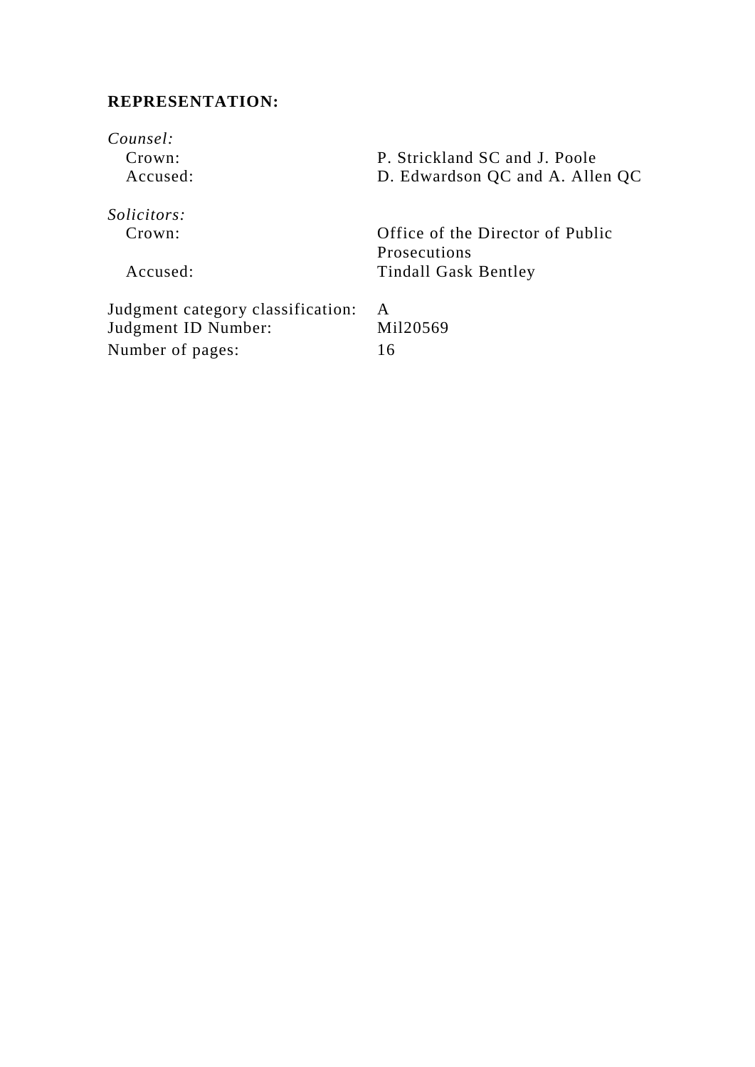**REPRESENTATION:**

*Counsel:*

| | |
|---|---|
| Crown: | P. Strickland SC and J. Poole |
| Accused: | D. Edwardson QC and A. Allen QC |

*Solicitors:*

| | |
|---|---|
| Crown: | Office of the Director of Public Prosecutions |
| Accused: | Tindall Gask Bentley |

| | |
|---|---|
| Judgment category classification: | A |
| Judgment ID Number: | Mil20569 |
| Number of pages: | 16 |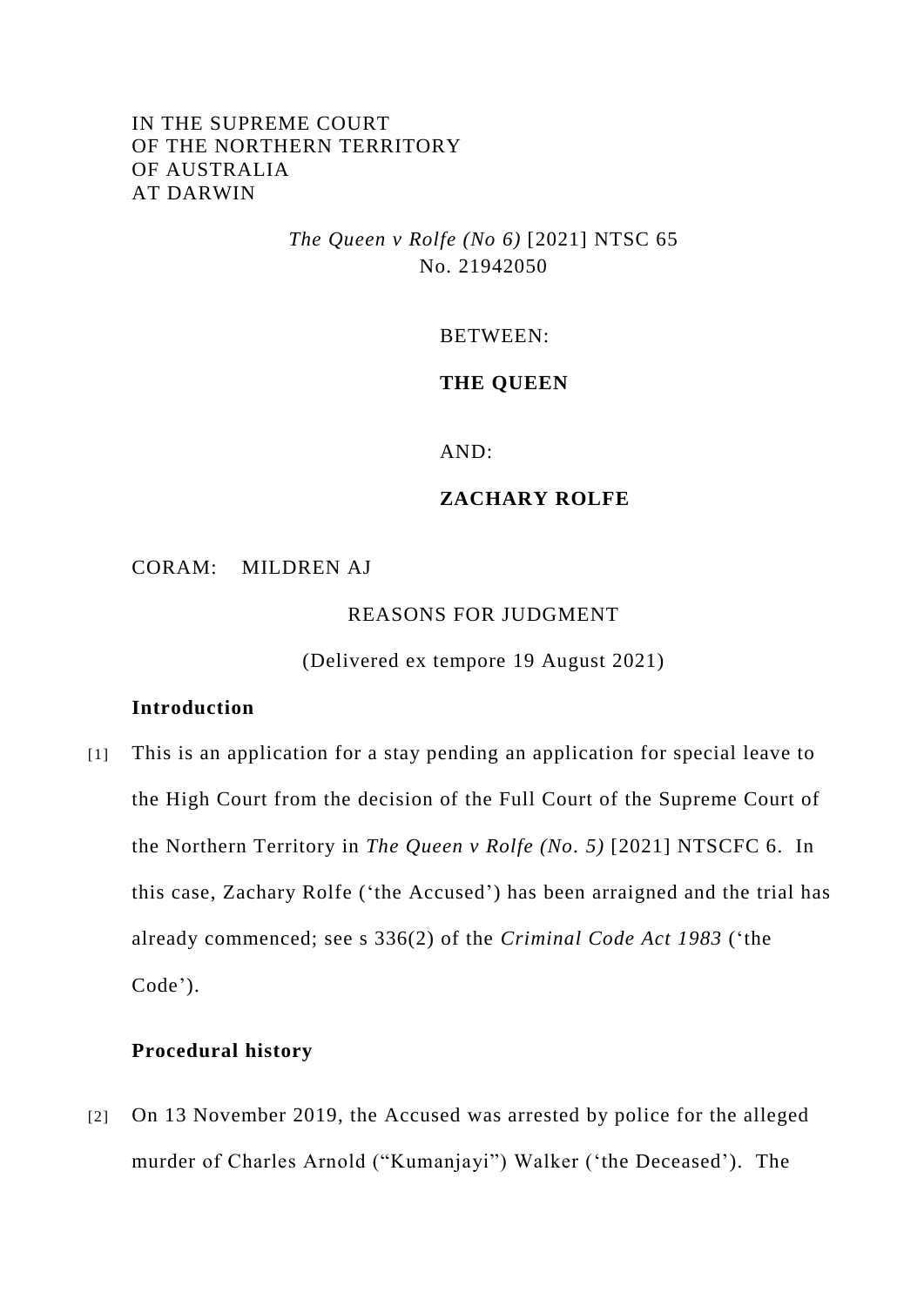IN THE SUPREME COURT
OF THE NORTHERN TERRITORY
OF AUSTRALIA
AT DARWIN

*The Queen v Rolfe (No 6)* [2021] NTSC 65
No. 21942050

BETWEEN:

**THE QUEEN**

AND:

**ZACHARY ROLFE**

CORAM: MILDREN AJ

REASONS FOR JUDGMENT

(Delivered ex tempore 19 August 2021)

## Introduction

[1] This is an application for a stay pending an application for special leave to the High Court from the decision of the Full Court of the Supreme Court of the Northern Territory in *The Queen v Rolfe (No. 5)* [2021] NTSCFC 6. In this case, Zachary Rolfe ('the Accused') has been arraigned and the trial has already commenced; see s 336(2) of the *Criminal Code Act 1983* ('the Code').

## Procedural history

[2] On 13 November 2019, the Accused was arrested by police for the alleged murder of Charles Arnold ("Kumanjayi") Walker ('the Deceased'). The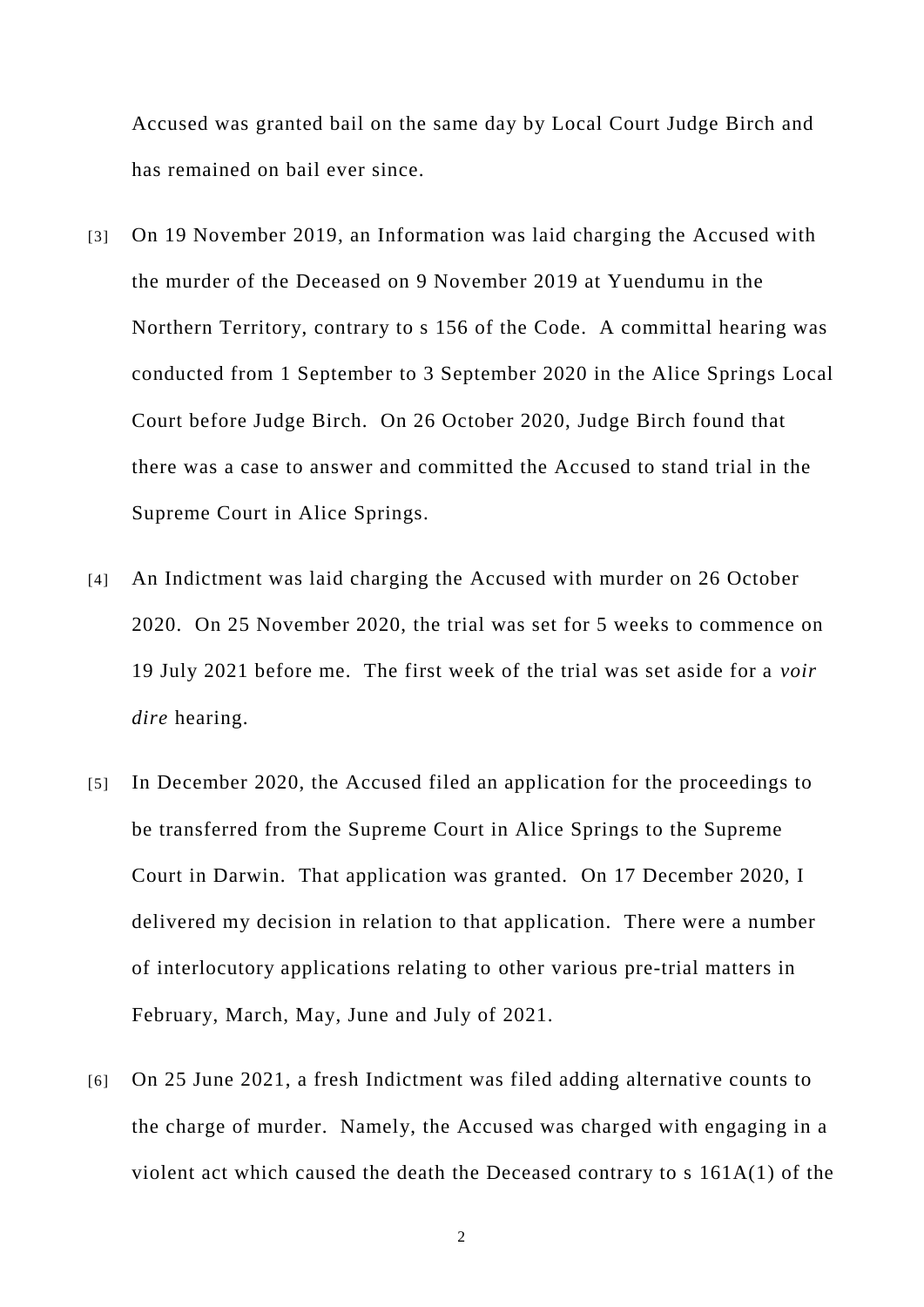Accused was granted bail on the same day by Local Court Judge Birch and has remained on bail ever since.

[3] On 19 November 2019, an Information was laid charging the Accused with the murder of the Deceased on 9 November 2019 at Yuendumu in the Northern Territory, contrary to s 156 of the Code. A committal hearing was conducted from 1 September to 3 September 2020 in the Alice Springs Local Court before Judge Birch. On 26 October 2020, Judge Birch found that there was a case to answer and committed the Accused to stand trial in the Supreme Court in Alice Springs.

[4] An Indictment was laid charging the Accused with murder on 26 October 2020. On 25 November 2020, the trial was set for 5 weeks to commence on 19 July 2021 before me. The first week of the trial was set aside for a *voir dire* hearing.

[5] In December 2020, the Accused filed an application for the proceedings to be transferred from the Supreme Court in Alice Springs to the Supreme Court in Darwin. That application was granted. On 17 December 2020, I delivered my decision in relation to that application. There were a number of interlocutory applications relating to other various pre-trial matters in February, March, May, June and July of 2021.

[6] On 25 June 2021, a fresh Indictment was filed adding alternative counts to the charge of murder. Namely, the Accused was charged with engaging in a violent act which caused the death the Deceased contrary to s 161A(1) of the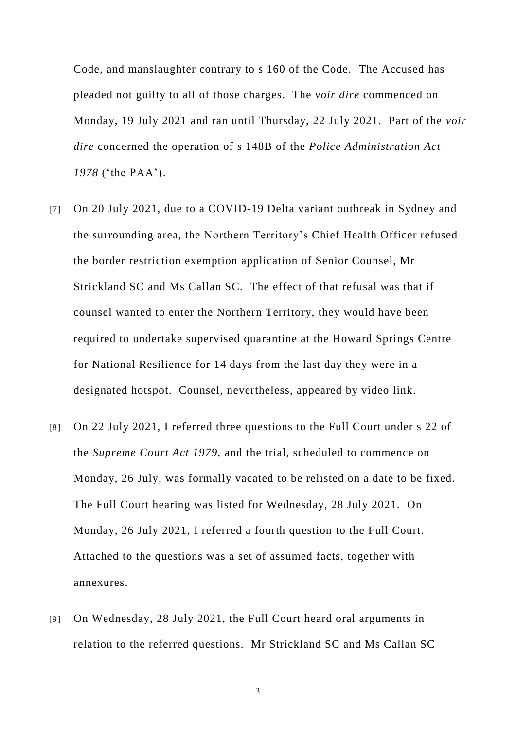Code, and manslaughter contrary to s 160 of the Code. The Accused has pleaded not guilty to all of those charges. The *voir dire* commenced on Monday, 19 July 2021 and ran until Thursday, 22 July 2021. Part of the *voir dire* concerned the operation of s 148B of the *Police Administration Act 1978* ('the PAA').

[7] On 20 July 2021, due to a COVID-19 Delta variant outbreak in Sydney and the surrounding area, the Northern Territory's Chief Health Officer refused the border restriction exemption application of Senior Counsel, Mr Strickland SC and Ms Callan SC. The effect of that refusal was that if counsel wanted to enter the Northern Territory, they would have been required to undertake supervised quarantine at the Howard Springs Centre for National Resilience for 14 days from the last day they were in a designated hotspot. Counsel, nevertheless, appeared by video link.

[8] On 22 July 2021, I referred three questions to the Full Court under s 22 of the *Supreme Court Act 1979*, and the trial, scheduled to commence on Monday, 26 July, was formally vacated to be relisted on a date to be fixed. The Full Court hearing was listed for Wednesday, 28 July 2021. On Monday, 26 July 2021, I referred a fourth question to the Full Court. Attached to the questions was a set of assumed facts, together with annexures.

[9] On Wednesday, 28 July 2021, the Full Court heard oral arguments in relation to the referred questions. Mr Strickland SC and Ms Callan SC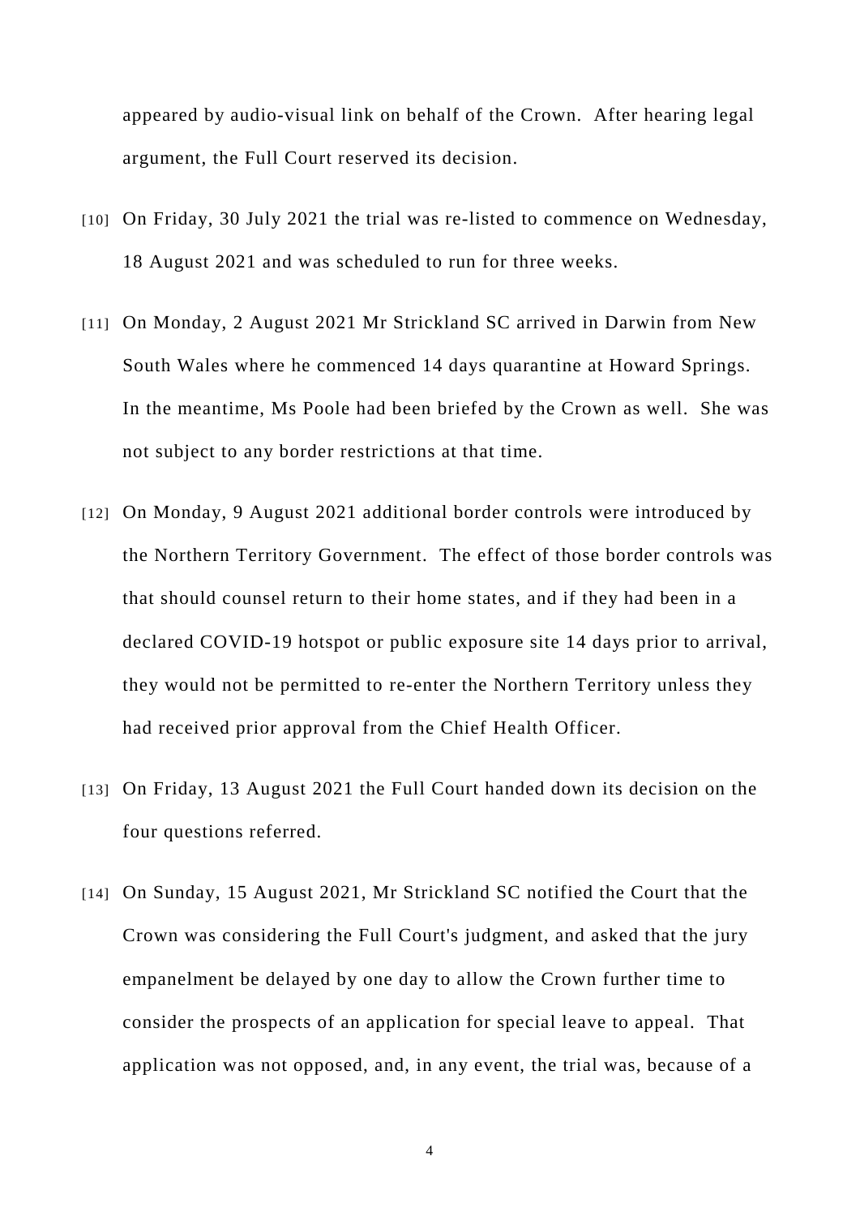appeared by audio-visual link on behalf of the Crown. After hearing legal argument, the Full Court reserved its decision.

[10] On Friday, 30 July 2021 the trial was re-listed to commence on Wednesday, 18 August 2021 and was scheduled to run for three weeks.

[11] On Monday, 2 August 2021 Mr Strickland SC arrived in Darwin from New South Wales where he commenced 14 days quarantine at Howard Springs. In the meantime, Ms Poole had been briefed by the Crown as well. She was not subject to any border restrictions at that time.

[12] On Monday, 9 August 2021 additional border controls were introduced by the Northern Territory Government. The effect of those border controls was that should counsel return to their home states, and if they had been in a declared COVID-19 hotspot or public exposure site 14 days prior to arrival, they would not be permitted to re-enter the Northern Territory unless they had received prior approval from the Chief Health Officer.

[13] On Friday, 13 August 2021 the Full Court handed down its decision on the four questions referred.

[14] On Sunday, 15 August 2021, Mr Strickland SC notified the Court that the Crown was considering the Full Court's judgment, and asked that the jury empanelment be delayed by one day to allow the Crown further time to consider the prospects of an application for special leave to appeal. That application was not opposed, and, in any event, the trial was, because of a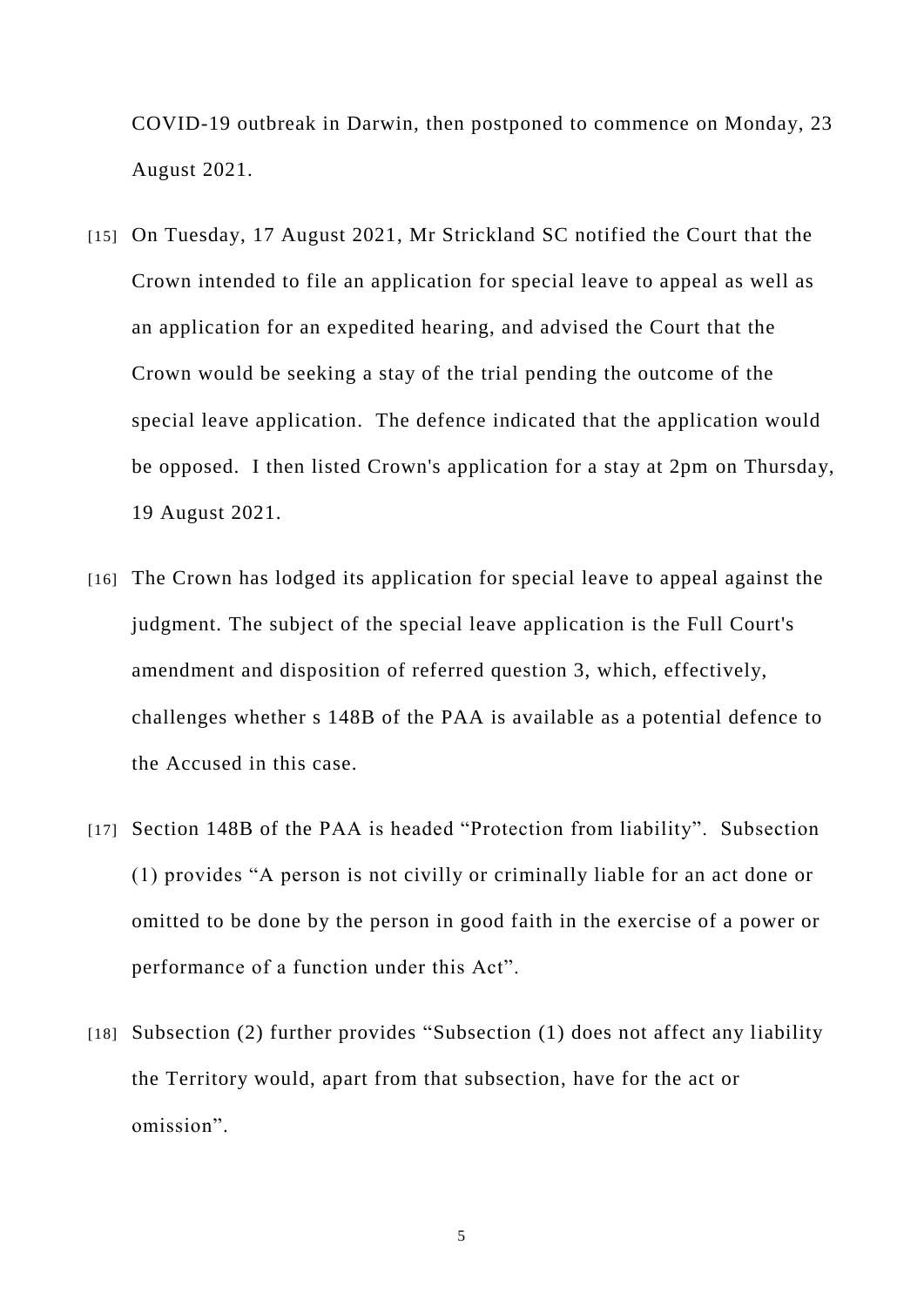COVID-19 outbreak in Darwin, then postponed to commence on Monday, 23 August 2021.

[15] On Tuesday, 17 August 2021, Mr Strickland SC notified the Court that the Crown intended to file an application for special leave to appeal as well as an application for an expedited hearing, and advised the Court that the Crown would be seeking a stay of the trial pending the outcome of the special leave application. The defence indicated that the application would be opposed. I then listed Crown's application for a stay at 2pm on Thursday, 19 August 2021.

[16] The Crown has lodged its application for special leave to appeal against the judgment. The subject of the special leave application is the Full Court's amendment and disposition of referred question 3, which, effectively, challenges whether s 148B of the PAA is available as a potential defence to the Accused in this case.

[17] Section 148B of the PAA is headed "Protection from liability". Subsection (1) provides "A person is not civilly or criminally liable for an act done or omitted to be done by the person in good faith in the exercise of a power or performance of a function under this Act".

[18] Subsection (2) further provides "Subsection (1) does not affect any liability the Territory would, apart from that subsection, have for the act or omission".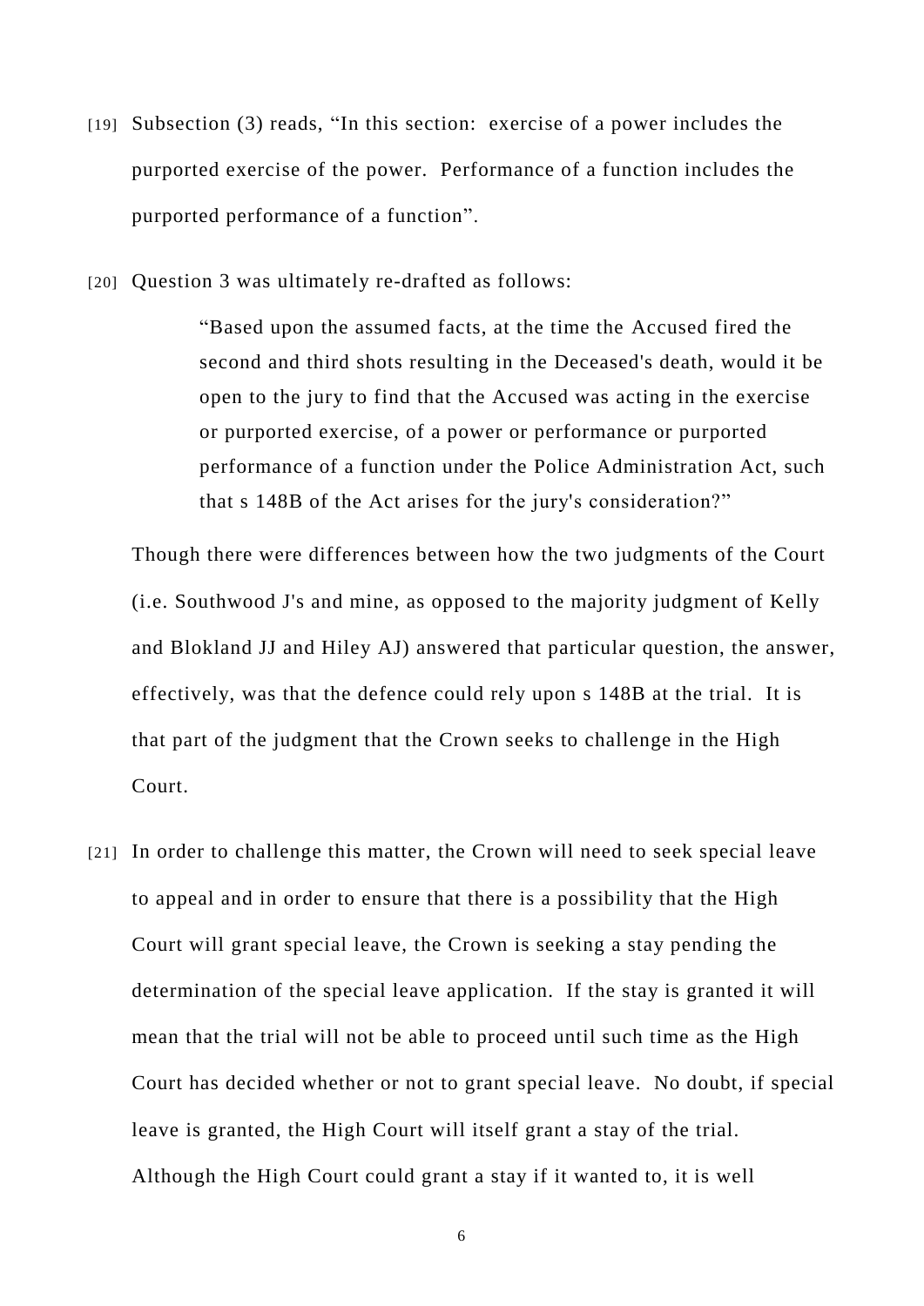[19] Subsection (3) reads, "In this section: exercise of a power includes the purported exercise of the power. Performance of a function includes the purported performance of a function".

[20] Question 3 was ultimately re-drafted as follows:

> "Based upon the assumed facts, at the time the Accused fired the second and third shots resulting in the Deceased's death, would it be open to the jury to find that the Accused was acting in the exercise or purported exercise, of a power or performance or purported performance of a function under the Police Administration Act, such that s 148B of the Act arises for the jury's consideration?"

Though there were differences between how the two judgments of the Court (i.e. Southwood J's and mine, as opposed to the majority judgment of Kelly and Blokland JJ and Hiley AJ) answered that particular question, the answer, effectively, was that the defence could rely upon s 148B at the trial. It is that part of the judgment that the Crown seeks to challenge in the High Court.

[21] In order to challenge this matter, the Crown will need to seek special leave to appeal and in order to ensure that there is a possibility that the High Court will grant special leave, the Crown is seeking a stay pending the determination of the special leave application. If the stay is granted it will mean that the trial will not be able to proceed until such time as the High Court has decided whether or not to grant special leave. No doubt, if special leave is granted, the High Court will itself grant a stay of the trial. Although the High Court could grant a stay if it wanted to, it is well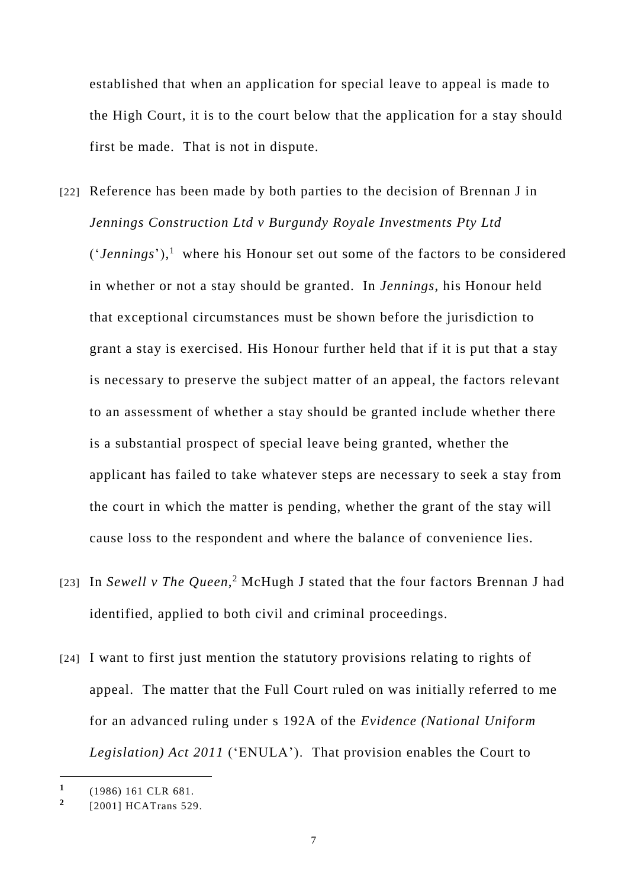established that when an application for special leave to appeal is made to the High Court, it is to the court below that the application for a stay should first be made. That is not in dispute.

[22] Reference has been made by both parties to the decision of Brennan J in *Jennings Construction Ltd v Burgundy Royale Investments Pty Ltd* ('*Jennings*'),[1] where his Honour set out some of the factors to be considered in whether or not a stay should be granted. In *Jennings*, his Honour held that exceptional circumstances must be shown before the jurisdiction to grant a stay is exercised. His Honour further held that if it is put that a stay is necessary to preserve the subject matter of an appeal, the factors relevant to an assessment of whether a stay should be granted include whether there is a substantial prospect of special leave being granted, whether the applicant has failed to take whatever steps are necessary to seek a stay from the court in which the matter is pending, whether the grant of the stay will cause loss to the respondent and where the balance of convenience lies.

[23] In *Sewell v The Queen*,[2] McHugh J stated that the four factors Brennan J had identified, applied to both civil and criminal proceedings.

[24] I want to first just mention the statutory provisions relating to rights of appeal. The matter that the Full Court ruled on was initially referred to me for an advanced ruling under s 192A of the *Evidence (National Uniform Legislation) Act 2011* ('ENULA'). That provision enables the Court to

---

[1] (1986) 161 CLR 681.

[2] [2001] HCATrans 529.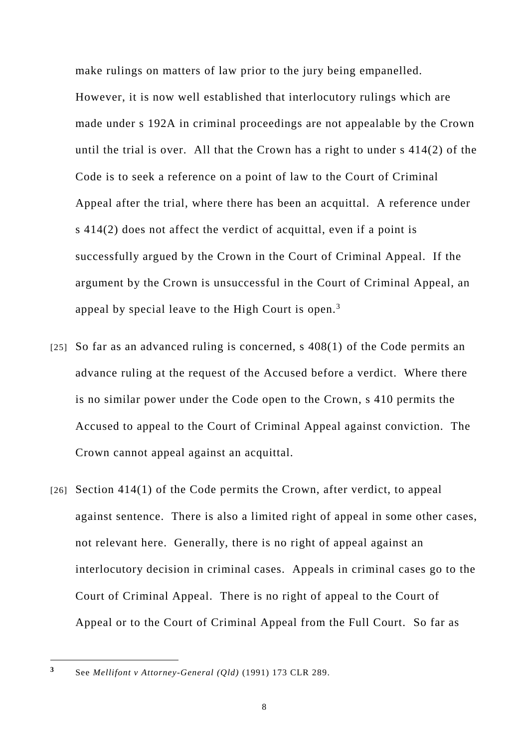make rulings on matters of law prior to the jury being empanelled. However, it is now well established that interlocutory rulings which are made under s 192A in criminal proceedings are not appealable by the Crown until the trial is over. All that the Crown has a right to under s 414(2) of the Code is to seek a reference on a point of law to the Court of Criminal Appeal after the trial, where there has been an acquittal. A reference under s 414(2) does not affect the verdict of acquittal, even if a point is successfully argued by the Crown in the Court of Criminal Appeal. If the argument by the Crown is unsuccessful in the Court of Criminal Appeal, an appeal by special leave to the High Court is open.[3]

[25] So far as an advanced ruling is concerned, s 408(1) of the Code permits an advance ruling at the request of the Accused before a verdict. Where there is no similar power under the Code open to the Crown, s 410 permits the Accused to appeal to the Court of Criminal Appeal against conviction. The Crown cannot appeal against an acquittal.

[26] Section 414(1) of the Code permits the Crown, after verdict, to appeal against sentence. There is also a limited right of appeal in some other cases, not relevant here. Generally, there is no right of appeal against an interlocutory decision in criminal cases. Appeals in criminal cases go to the Court of Criminal Appeal. There is no right of appeal to the Court of Appeal or to the Court of Criminal Appeal from the Full Court. So far as

---

[3] See *Mellifont v Attorney-General (Qld)* (1991) 173 CLR 289.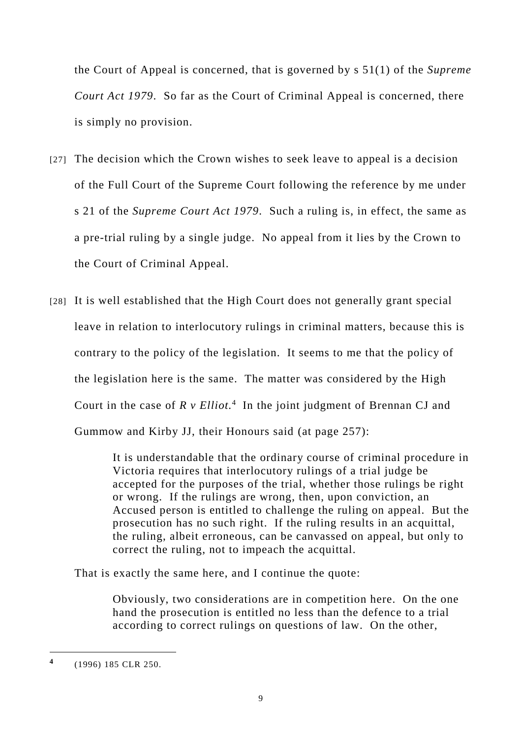the Court of Appeal is concerned, that is governed by s 51(1) of the *Supreme Court Act 1979*. So far as the Court of Criminal Appeal is concerned, there is simply no provision.

[27] The decision which the Crown wishes to seek leave to appeal is a decision of the Full Court of the Supreme Court following the reference by me under s 21 of the *Supreme Court Act 1979*. Such a ruling is, in effect, the same as a pre-trial ruling by a single judge. No appeal from it lies by the Crown to the Court of Criminal Appeal.

[28] It is well established that the High Court does not generally grant special leave in relation to interlocutory rulings in criminal matters, because this is contrary to the policy of the legislation. It seems to me that the policy of the legislation here is the same. The matter was considered by the High Court in the case of *R v Elliot*.[4] In the joint judgment of Brennan CJ and Gummow and Kirby JJ, their Honours said (at page 257):

> It is understandable that the ordinary course of criminal procedure in Victoria requires that interlocutory rulings of a trial judge be accepted for the purposes of the trial, whether those rulings be right or wrong. If the rulings are wrong, then, upon conviction, an Accused person is entitled to challenge the ruling on appeal. But the prosecution has no such right. If the ruling results in an acquittal, the ruling, albeit erroneous, can be canvassed on appeal, but only to correct the ruling, not to impeach the acquittal.

That is exactly the same here, and I continue the quote:

> Obviously, two considerations are in competition here. On the one hand the prosecution is entitled no less than the defence to a trial according to correct rulings on questions of law. On the other,

---

[4] (1996) 185 CLR 250.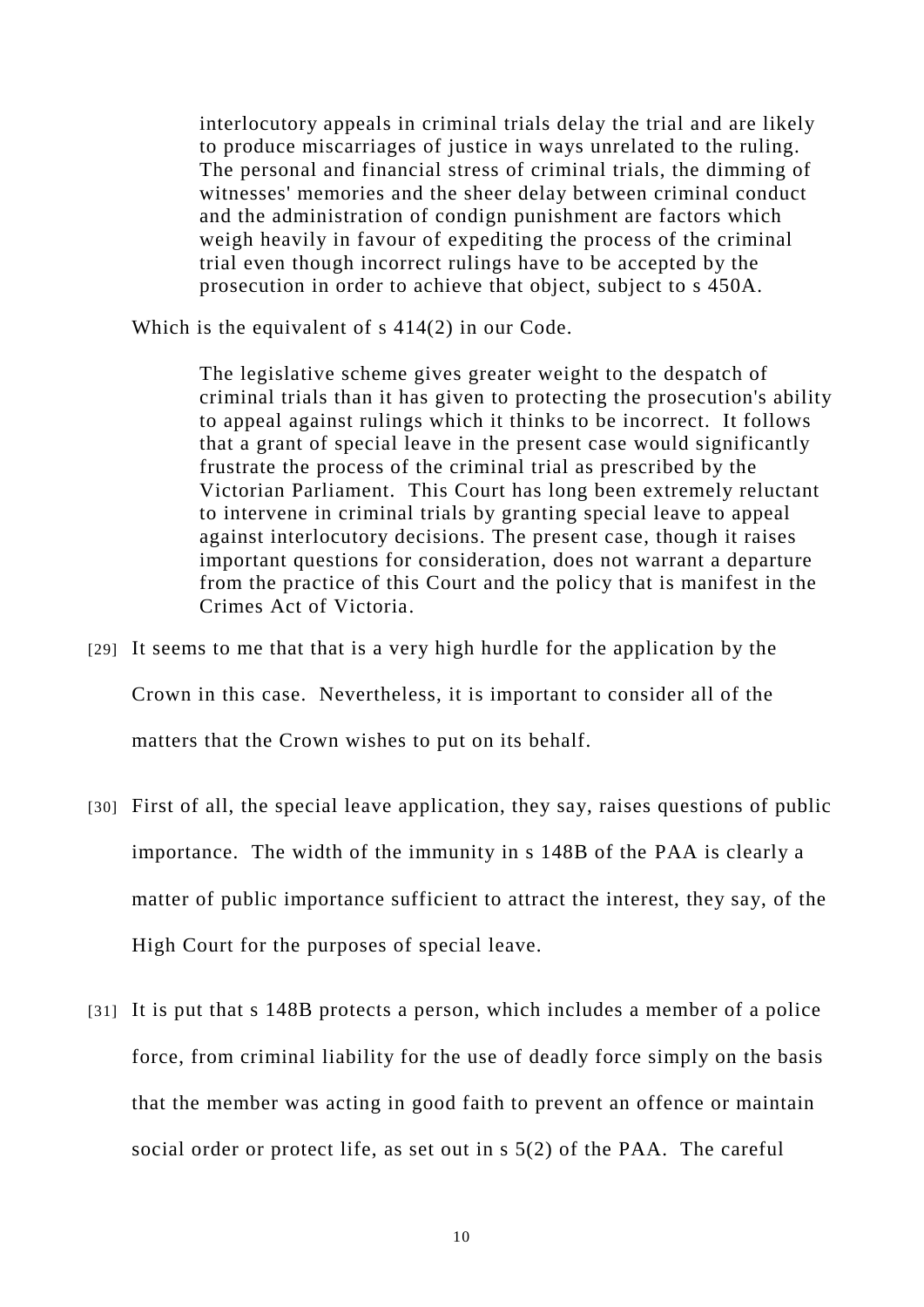> interlocutory appeals in criminal trials delay the trial and are likely to produce miscarriages of justice in ways unrelated to the ruling. The personal and financial stress of criminal trials, the dimming of witnesses' memories and the sheer delay between criminal conduct and the administration of condign punishment are factors which weigh heavily in favour of expediting the process of the criminal trial even though incorrect rulings have to be accepted by the prosecution in order to achieve that object, subject to s 450A.

Which is the equivalent of s 414(2) in our Code.

> The legislative scheme gives greater weight to the despatch of criminal trials than it has given to protecting the prosecution's ability to appeal against rulings which it thinks to be incorrect. It follows that a grant of special leave in the present case would significantly frustrate the process of the criminal trial as prescribed by the Victorian Parliament. This Court has long been extremely reluctant to intervene in criminal trials by granting special leave to appeal against interlocutory decisions. The present case, though it raises important questions for consideration, does not warrant a departure from the practice of this Court and the policy that is manifest in the Crimes Act of Victoria.

[29] It seems to me that that is a very high hurdle for the application by the Crown in this case. Nevertheless, it is important to consider all of the matters that the Crown wishes to put on its behalf.

[30] First of all, the special leave application, they say, raises questions of public importance. The width of the immunity in s 148B of the PAA is clearly a matter of public importance sufficient to attract the interest, they say, of the High Court for the purposes of special leave.

[31] It is put that s 148B protects a person, which includes a member of a police force, from criminal liability for the use of deadly force simply on the basis that the member was acting in good faith to prevent an offence or maintain social order or protect life, as set out in s 5(2) of the PAA. The careful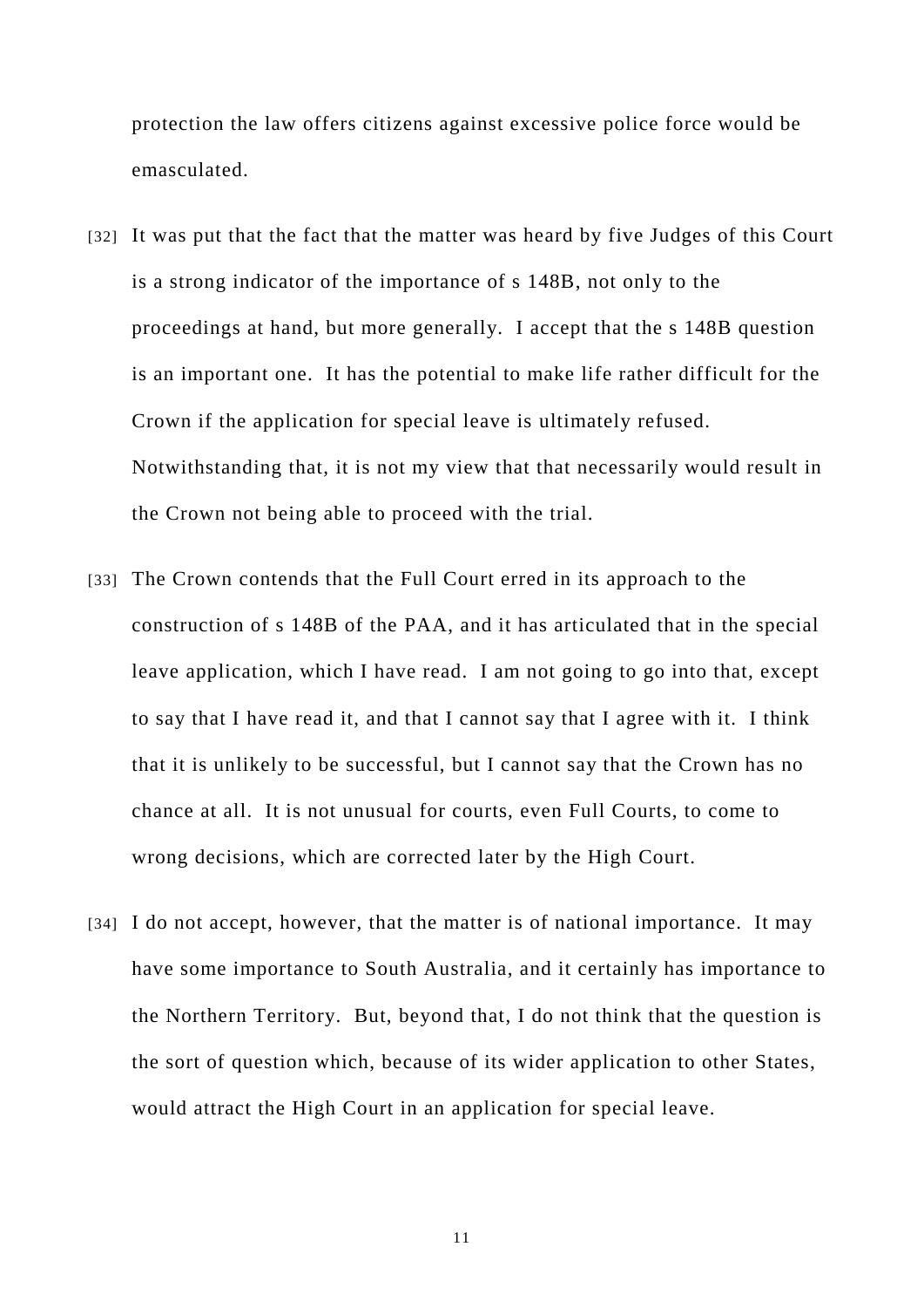protection the law offers citizens against excessive police force would be emasculated.

[32] It was put that the fact that the matter was heard by five Judges of this Court is a strong indicator of the importance of s 148B, not only to the proceedings at hand, but more generally. I accept that the s 148B question is an important one. It has the potential to make life rather difficult for the Crown if the application for special leave is ultimately refused. Notwithstanding that, it is not my view that that necessarily would result in the Crown not being able to proceed with the trial.

[33] The Crown contends that the Full Court erred in its approach to the construction of s 148B of the PAA, and it has articulated that in the special leave application, which I have read. I am not going to go into that, except to say that I have read it, and that I cannot say that I agree with it. I think that it is unlikely to be successful, but I cannot say that the Crown has no chance at all. It is not unusual for courts, even Full Courts, to come to wrong decisions, which are corrected later by the High Court.

[34] I do not accept, however, that the matter is of national importance. It may have some importance to South Australia, and it certainly has importance to the Northern Territory. But, beyond that, I do not think that the question is the sort of question which, because of its wider application to other States, would attract the High Court in an application for special leave.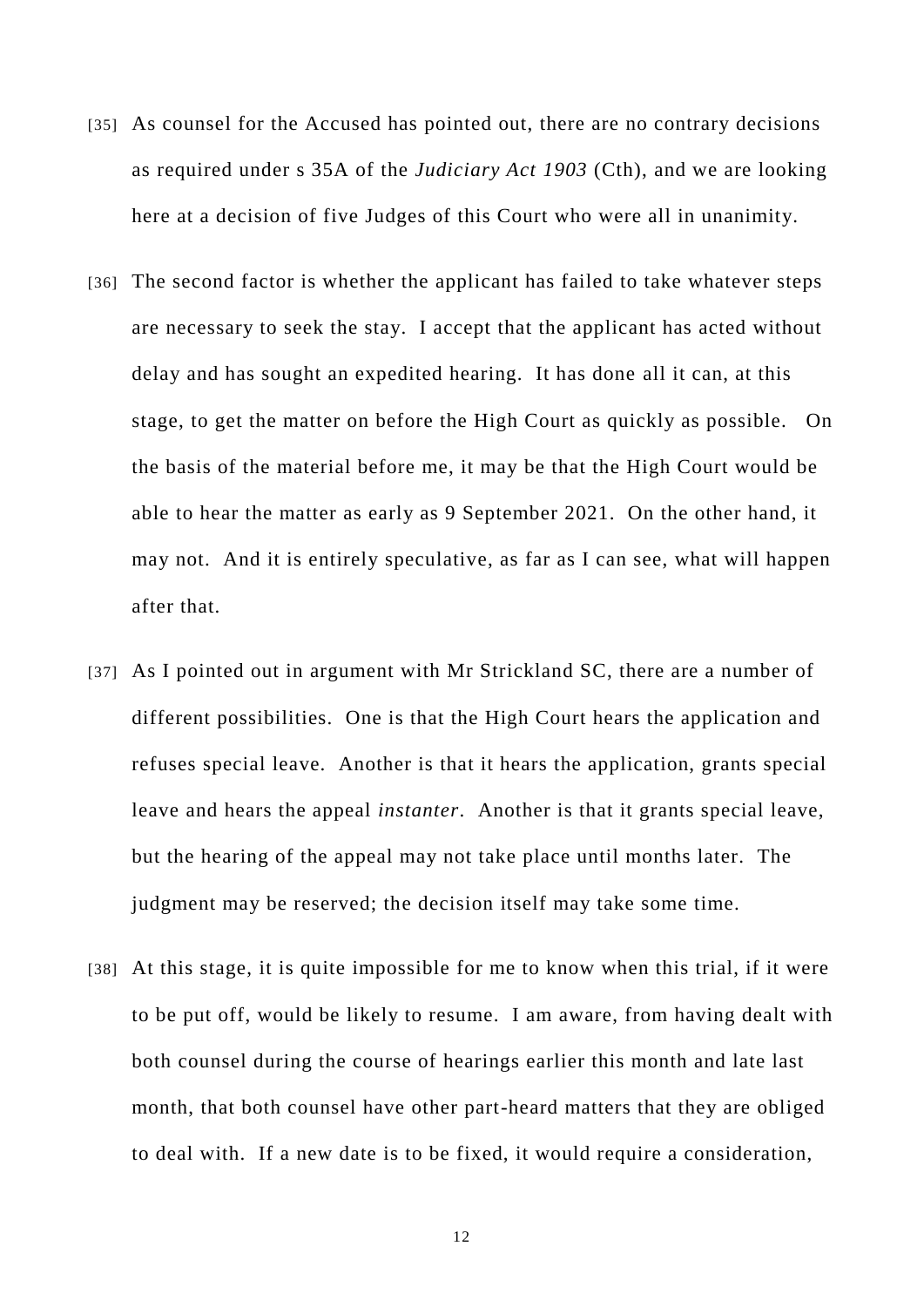[35] As counsel for the Accused has pointed out, there are no contrary decisions as required under s 35A of the *Judiciary Act 1903* (Cth), and we are looking here at a decision of five Judges of this Court who were all in unanimity.

[36] The second factor is whether the applicant has failed to take whatever steps are necessary to seek the stay. I accept that the applicant has acted without delay and has sought an expedited hearing. It has done all it can, at this stage, to get the matter on before the High Court as quickly as possible. On the basis of the material before me, it may be that the High Court would be able to hear the matter as early as 9 September 2021. On the other hand, it may not. And it is entirely speculative, as far as I can see, what will happen after that.

[37] As I pointed out in argument with Mr Strickland SC, there are a number of different possibilities. One is that the High Court hears the application and refuses special leave. Another is that it hears the application, grants special leave and hears the appeal *instanter*. Another is that it grants special leave, but the hearing of the appeal may not take place until months later. The judgment may be reserved; the decision itself may take some time.

[38] At this stage, it is quite impossible for me to know when this trial, if it were to be put off, would be likely to resume. I am aware, from having dealt with both counsel during the course of hearings earlier this month and late last month, that both counsel have other part-heard matters that they are obliged to deal with. If a new date is to be fixed, it would require a consideration,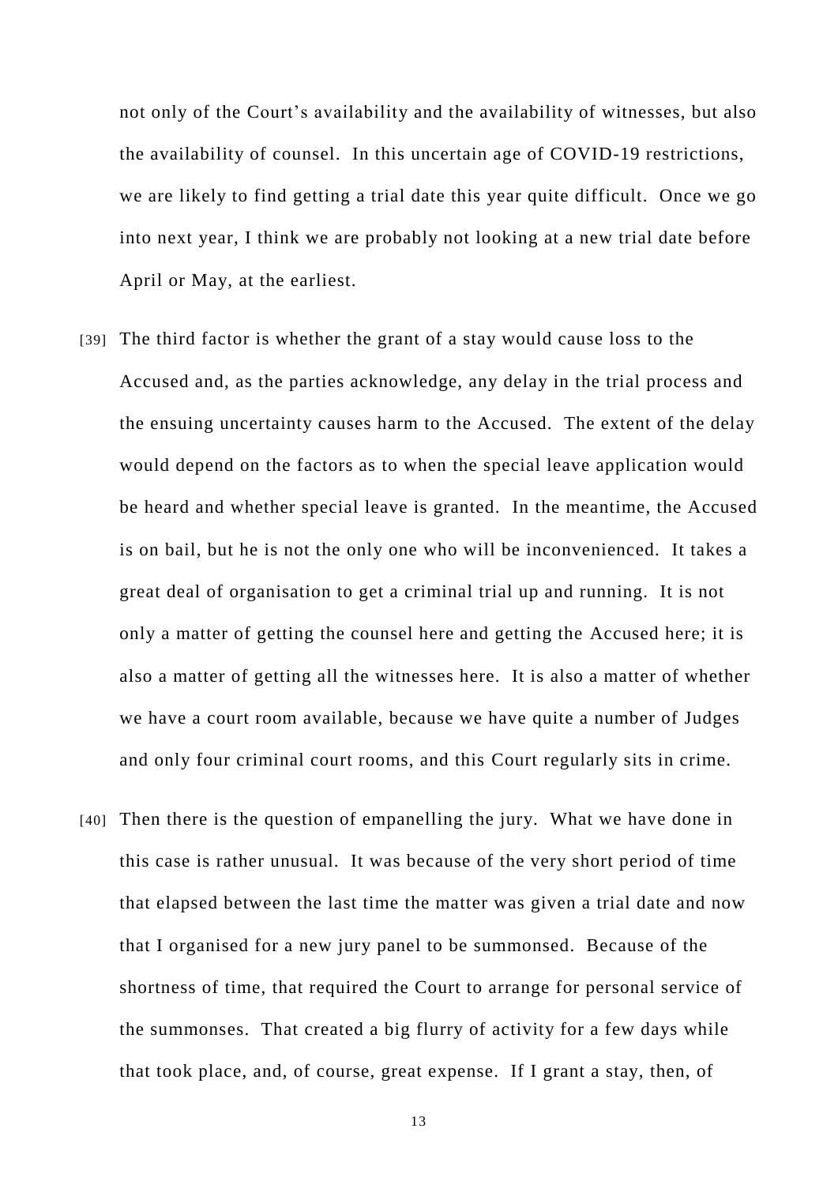not only of the Court's availability and the availability of witnesses, but also the availability of counsel. In this uncertain age of COVID-19 restrictions, we are likely to find getting a trial date this year quite difficult. Once we go into next year, I think we are probably not looking at a new trial date before April or May, at the earliest.

[39] The third factor is whether the grant of a stay would cause loss to the Accused and, as the parties acknowledge, any delay in the trial process and the ensuing uncertainty causes harm to the Accused. The extent of the delay would depend on the factors as to when the special leave application would be heard and whether special leave is granted. In the meantime, the Accused is on bail, but he is not the only one who will be inconvenienced. It takes a great deal of organisation to get a criminal trial up and running. It is not only a matter of getting the counsel here and getting the Accused here; it is also a matter of getting all the witnesses here. It is also a matter of whether we have a court room available, because we have quite a number of Judges and only four criminal court rooms, and this Court regularly sits in crime.

[40] Then there is the question of empanelling the jury. What we have done in this case is rather unusual. It was because of the very short period of time that elapsed between the last time the matter was given a trial date and now that I organised for a new jury panel to be summonsed. Because of the shortness of time, that required the Court to arrange for personal service of the summonses. That created a big flurry of activity for a few days while that took place, and, of course, great expense. If I grant a stay, then, of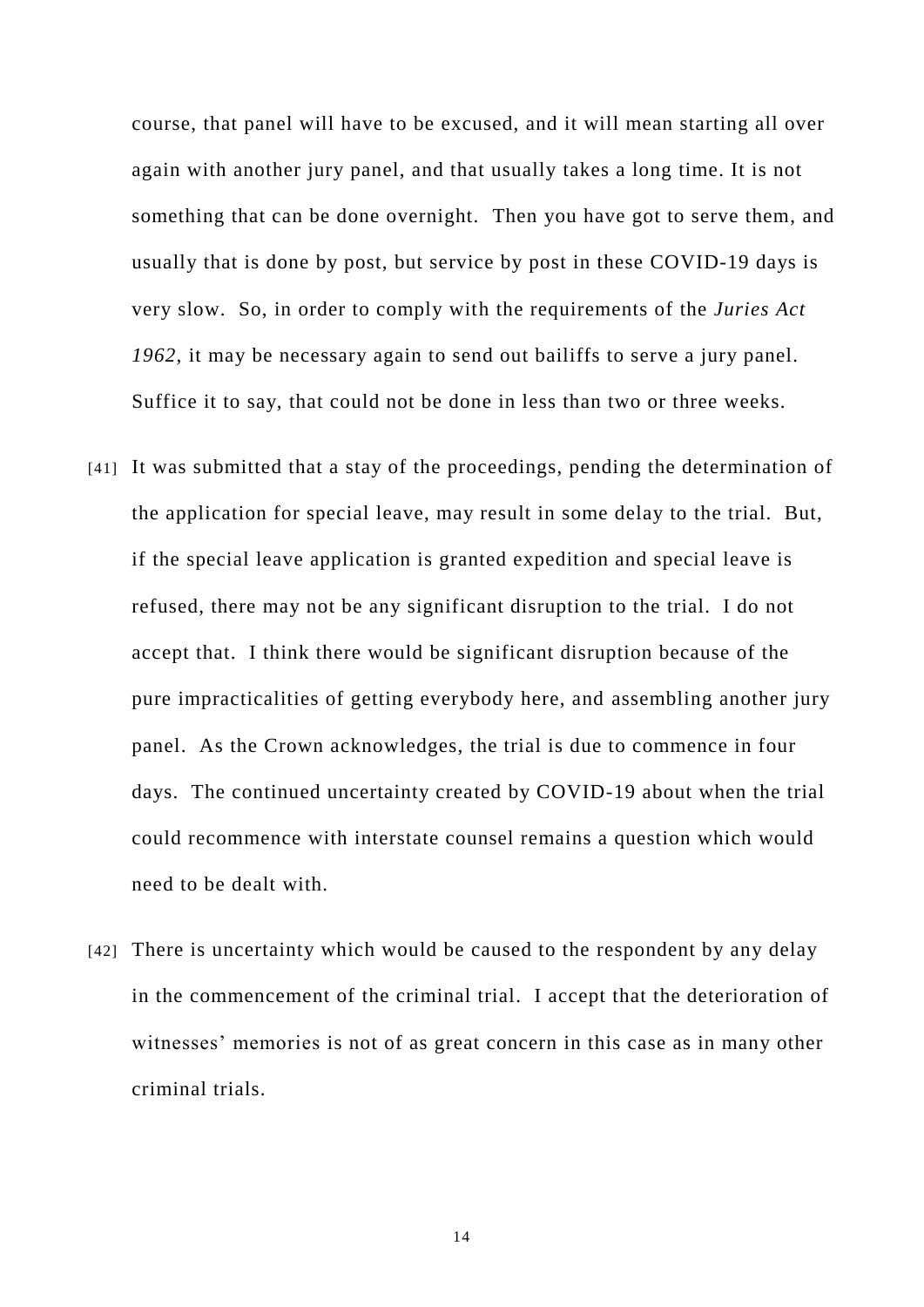course, that panel will have to be excused, and it will mean starting all over again with another jury panel, and that usually takes a long time. It is not something that can be done overnight. Then you have got to serve them, and usually that is done by post, but service by post in these COVID-19 days is very slow. So, in order to comply with the requirements of the *Juries Act 1962*, it may be necessary again to send out bailiffs to serve a jury panel. Suffice it to say, that could not be done in less than two or three weeks.

[41] It was submitted that a stay of the proceedings, pending the determination of the application for special leave, may result in some delay to the trial. But, if the special leave application is granted expedition and special leave is refused, there may not be any significant disruption to the trial. I do not accept that. I think there would be significant disruption because of the pure impracticalities of getting everybody here, and assembling another jury panel. As the Crown acknowledges, the trial is due to commence in four days. The continued uncertainty created by COVID-19 about when the trial could recommence with interstate counsel remains a question which would need to be dealt with.

[42] There is uncertainty which would be caused to the respondent by any delay in the commencement of the criminal trial. I accept that the deterioration of witnesses' memories is not of as great concern in this case as in many other criminal trials.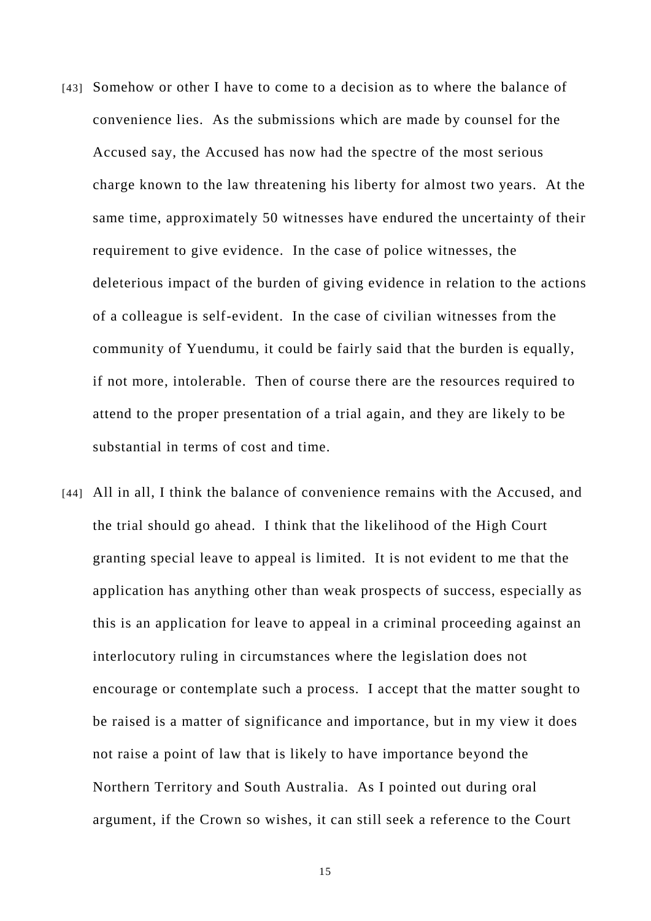[43] Somehow or other I have to come to a decision as to where the balance of convenience lies. As the submissions which are made by counsel for the Accused say, the Accused has now had the spectre of the most serious charge known to the law threatening his liberty for almost two years. At the same time, approximately 50 witnesses have endured the uncertainty of their requirement to give evidence. In the case of police witnesses, the deleterious impact of the burden of giving evidence in relation to the actions of a colleague is self-evident. In the case of civilian witnesses from the community of Yuendumu, it could be fairly said that the burden is equally, if not more, intolerable. Then of course there are the resources required to attend to the proper presentation of a trial again, and they are likely to be substantial in terms of cost and time.

[44] All in all, I think the balance of convenience remains with the Accused, and the trial should go ahead. I think that the likelihood of the High Court granting special leave to appeal is limited. It is not evident to me that the application has anything other than weak prospects of success, especially as this is an application for leave to appeal in a criminal proceeding against an interlocutory ruling in circumstances where the legislation does not encourage or contemplate such a process. I accept that the matter sought to be raised is a matter of significance and importance, but in my view it does not raise a point of law that is likely to have importance beyond the Northern Territory and South Australia. As I pointed out during oral argument, if the Crown so wishes, it can still seek a reference to the Court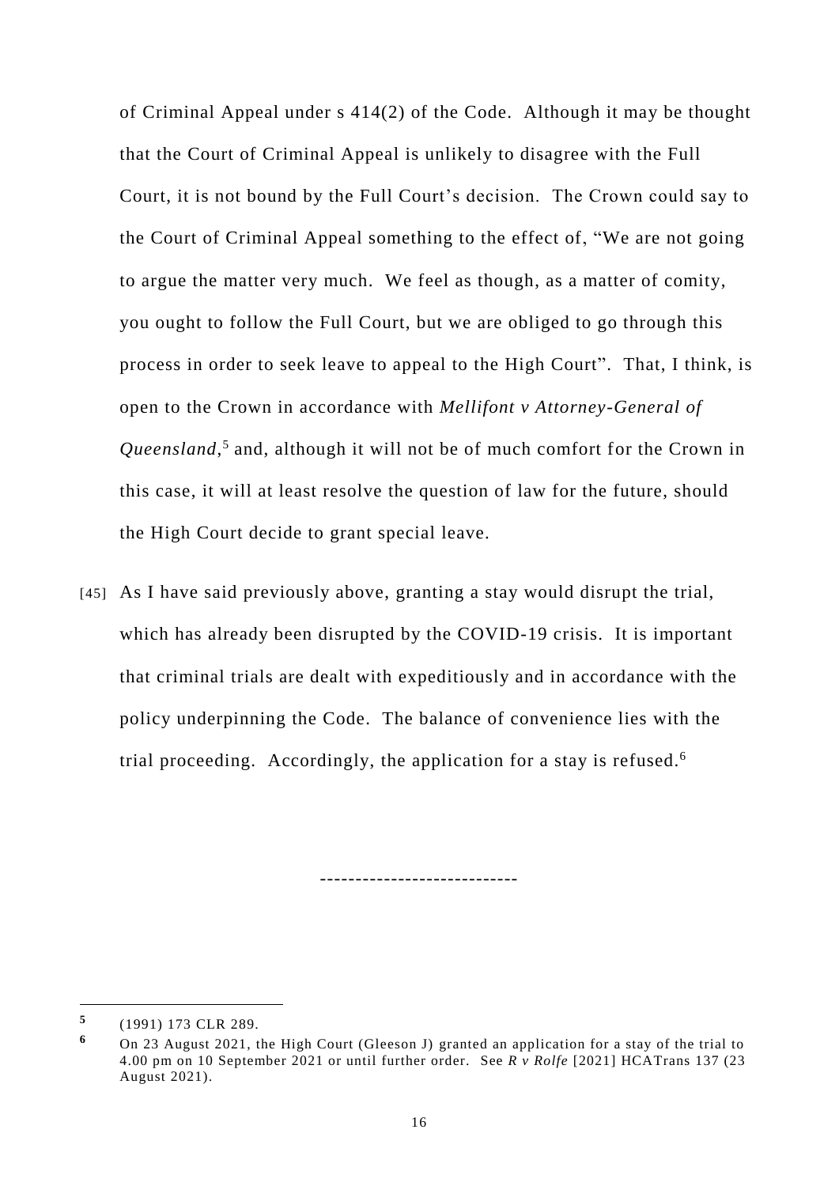of Criminal Appeal under s 414(2) of the Code. Although it may be thought that the Court of Criminal Appeal is unlikely to disagree with the Full Court, it is not bound by the Full Court's decision. The Crown could say to the Court of Criminal Appeal something to the effect of, "We are not going to argue the matter very much. We feel as though, as a matter of comity, you ought to follow the Full Court, but we are obliged to go through this process in order to seek leave to appeal to the High Court". That, I think, is open to the Crown in accordance with *Mellifont v Attorney-General of Queensland*,[5] and, although it will not be of much comfort for the Crown in this case, it will at least resolve the question of law for the future, should the High Court decide to grant special leave.

[45] As I have said previously above, granting a stay would disrupt the trial, which has already been disrupted by the COVID-19 crisis. It is important that criminal trials are dealt with expeditiously and in accordance with the policy underpinning the Code. The balance of convenience lies with the trial proceeding. Accordingly, the application for a stay is refused.[6]

----------------------------

[5] (1991) 173 CLR 289.

[6] On 23 August 2021, the High Court (Gleeson J) granted an application for a stay of the trial to 4.00 pm on 10 September 2021 or until further order. See *R v Rolfe* [2021] HCATrans 137 (23 August 2021).